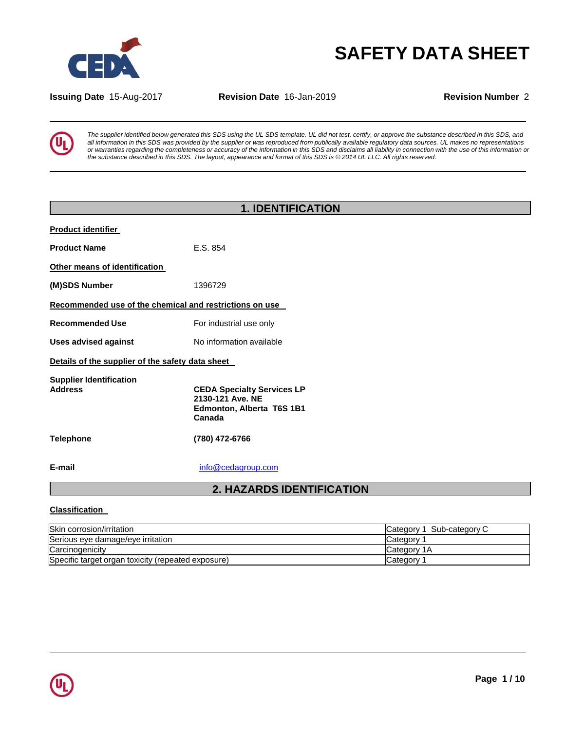# SAFETY DATA SHEET

**Issuing Date** 15-Aug-2017 **Revision Date** 16-Jan-2019 **Revision Number** 2

*The supplier identified below generated this SDS using the UL SDS template. UL did not test, certify, or approve the substance described in this SDS, and all information in this SDS was provided by the supplier or was reproduced from publically available regulatory data sources. UL makes no representations or warranties regarding the completeness or accuracy of the information in this SDS and disclaims all liability in connection with the use of this information or the substance described in this SDS. The layout, appearance and format of this SDS is © 2014 UL LLC. All rights reserved.*

## 1. IDENTIFICATION

**Product identifier**

**Product Name** E.S. 854

**Other means of identification**

**(M)SDS Number** 1396729

**Recommended use of the chemical and restrictions on use**

**Recommended Use** For industrial use only

**Uses advised against** No information available

**Details of the supplier of the safety data sheet**

**Supplier Identification Address**

**CEDA Specialty Services LP**
**2130-121 Ave. NE**
**Edmonton, Alberta T6S 1B1**
**Canada**

**Telephone** **(780) 472-6766**

**E-mail** info@cedagroup.com

## 2. HAZARDS IDENTIFICATION

**Classification**

| | |
|---|---|
| Skin corrosion/irritation | Category 1 Sub-category C |
| Serious eye damage/eye irritation | Category 1 |
| Carcinogenicity | Category 1A |
| Specific target organ toxicity (repeated exposure) | Category 1 |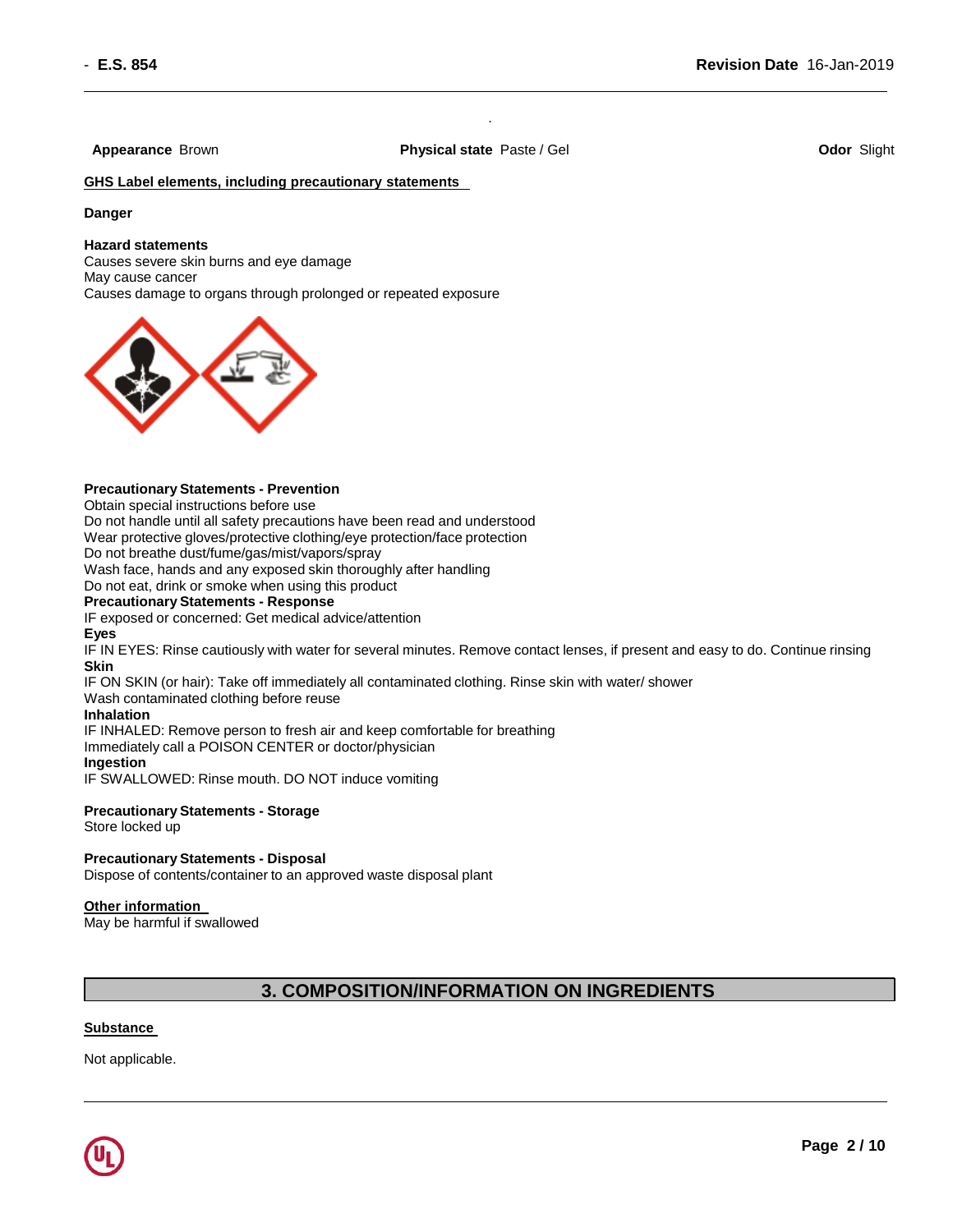**Appearance** Brown **Physical state** Paste / Gel **Odor** Slight

**GHS Label elements, including precautionary statements**

**Danger**

**Hazard statements**
Causes severe skin burns and eye damage
May cause cancer
Causes damage to organs through prolonged or repeated exposure

**Precautionary Statements - Prevention**
Obtain special instructions before use
Do not handle until all safety precautions have been read and understood
Wear protective gloves/protective clothing/eye protection/face protection
Do not breathe dust/fume/gas/mist/vapors/spray
Wash face, hands and any exposed skin thoroughly after handling
Do not eat, drink or smoke when using this product

**Precautionary Statements - Response**
IF exposed or concerned: Get medical advice/attention

**Eyes**
IF IN EYES: Rinse cautiously with water for several minutes. Remove contact lenses, if present and easy to do. Continue rinsing

**Skin**
IF ON SKIN (or hair): Take off immediately all contaminated clothing. Rinse skin with water/ shower
Wash contaminated clothing before reuse

**Inhalation**
IF INHALED: Remove person to fresh air and keep comfortable for breathing
Immediately call a POISON CENTER or doctor/physician

**Ingestion**
IF SWALLOWED: Rinse mouth. DO NOT induce vomiting

**Precautionary Statements - Storage**
Store locked up

**Precautionary Statements - Disposal**
Dispose of contents/container to an approved waste disposal plant

**Other information**
May be harmful if swallowed

## 3. COMPOSITION/INFORMATION ON INGREDIENTS

**Substance**

Not applicable.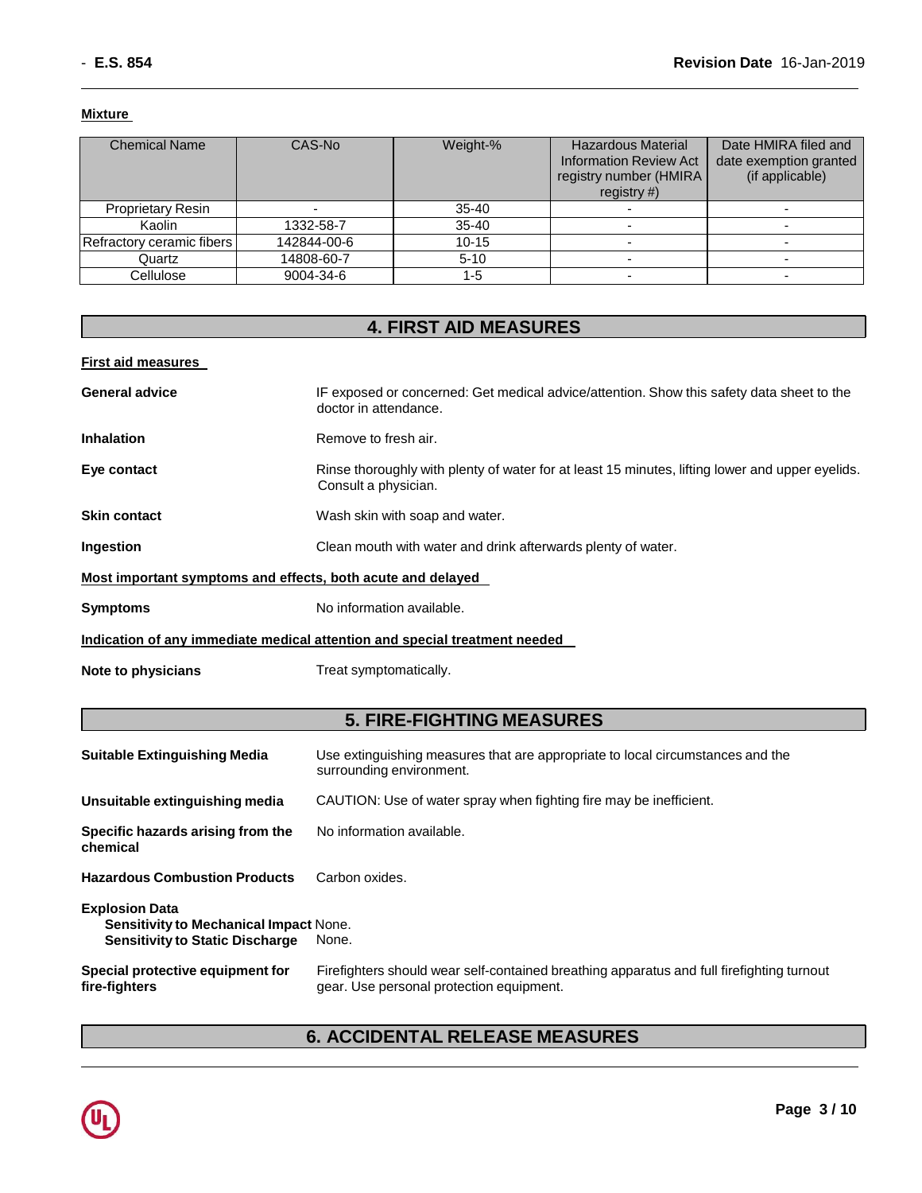**Mixture**

| Chemical Name | CAS-No | Weight-% | Hazardous Material Information Review Act registry number (HMIRA registry #) | Date HMIRA filed and date exemption granted (if applicable) |
|---|---|---|---|---|
| Proprietary Resin | - | 35-40 | - | - |
| Kaolin | 1332-58-7 | 35-40 | - | - |
| Refractory ceramic fibers | 142844-00-6 | 10-15 | - | - |
| Quartz | 14808-60-7 | 5-10 | - | - |
| Cellulose | 9004-34-6 | 1-5 | - | - |

## 4. FIRST AID MEASURES

**First aid measures**

**General advice** IF exposed or concerned: Get medical advice/attention. Show this safety data sheet to the doctor in attendance.

**Inhalation** Remove to fresh air.

**Eye contact** Rinse thoroughly with plenty of water for at least 15 minutes, lifting lower and upper eyelids. Consult a physician.

**Skin contact** Wash skin with soap and water.

**Ingestion** Clean mouth with water and drink afterwards plenty of water.

**Most important symptoms and effects, both acute and delayed**

**Symptoms** No information available.

**Indication of any immediate medical attention and special treatment needed**

**Note to physicians** Treat symptomatically.

## 5. FIRE-FIGHTING MEASURES

**Suitable Extinguishing Media** Use extinguishing measures that are appropriate to local circumstances and the surrounding environment.

**Unsuitable extinguishing media** CAUTION: Use of water spray when fighting fire may be inefficient.

**Specific hazards arising from the chemical** No information available.

**Hazardous Combustion Products** Carbon oxides.

**Explosion Data**
**Sensitivity to Mechanical Impact** None.
**Sensitivity to Static Discharge** None.

**Special protective equipment for fire-fighters** Firefighters should wear self-contained breathing apparatus and full firefighting turnout gear. Use personal protection equipment.

## 6. ACCIDENTAL RELEASE MEASURES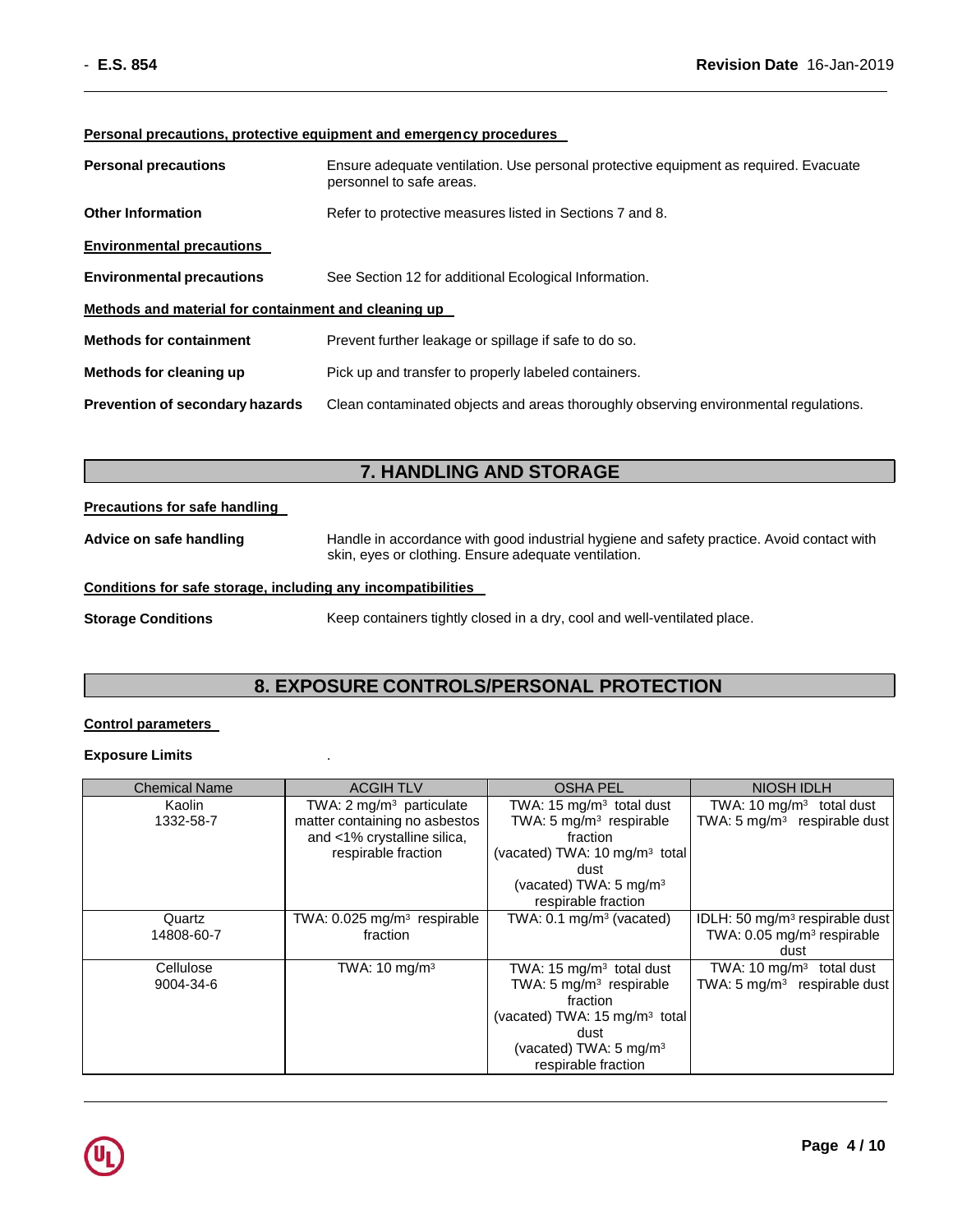**Personal precautions, protective equipment and emergency procedures**

**Personal precautions** Ensure adequate ventilation. Use personal protective equipment as required. Evacuate personnel to safe areas.

**Other Information** Refer to protective measures listed in Sections 7 and 8.

**Environmental precautions**

**Environmental precautions** See Section 12 for additional Ecological Information.

**Methods and material for containment and cleaning up**

**Methods for containment** Prevent further leakage or spillage if safe to do so.

**Methods for cleaning up** Pick up and transfer to properly labeled containers.

**Prevention of secondary hazards** Clean contaminated objects and areas thoroughly observing environmental regulations.

## 7. HANDLING AND STORAGE

**Precautions for safe handling**

**Advice on safe handling** Handle in accordance with good industrial hygiene and safety practice. Avoid contact with skin, eyes or clothing. Ensure adequate ventilation.

**Conditions for safe storage, including any incompatibilities**

**Storage Conditions** Keep containers tightly closed in a dry, cool and well-ventilated place.

## 8. EXPOSURE CONTROLS/PERSONAL PROTECTION

**Control parameters**

**Exposure Limits** .

| Chemical Name | ACGIH TLV | OSHA PEL | NIOSH IDLH |
|---|---|---|---|
| Kaolin<br>1332-58-7 | TWA: 2 mg/m³ particulate matter containing no asbestos and <1% crystalline silica, respirable fraction | TWA: 15 mg/m³ total dust<br>TWA: 5 mg/m³ respirable fraction<br>(vacated) TWA: 10 mg/m³ total dust<br>(vacated) TWA: 5 mg/m³ respirable fraction | TWA: 10 mg/m³ total dust<br>TWA: 5 mg/m³ respirable dust |
| Quartz<br>14808-60-7 | TWA: 0.025 mg/m³ respirable fraction | TWA: 0.1 mg/m³ (vacated) | IDLH: 50 mg/m³ respirable dust<br>TWA: 0.05 mg/m³ respirable dust |
| Cellulose<br>9004-34-6 | TWA: 10 mg/m³ | TWA: 15 mg/m³ total dust<br>TWA: 5 mg/m³ respirable fraction<br>(vacated) TWA: 15 mg/m³ total dust<br>(vacated) TWA: 5 mg/m³ respirable fraction | TWA: 10 mg/m³ total dust<br>TWA: 5 mg/m³ respirable dust |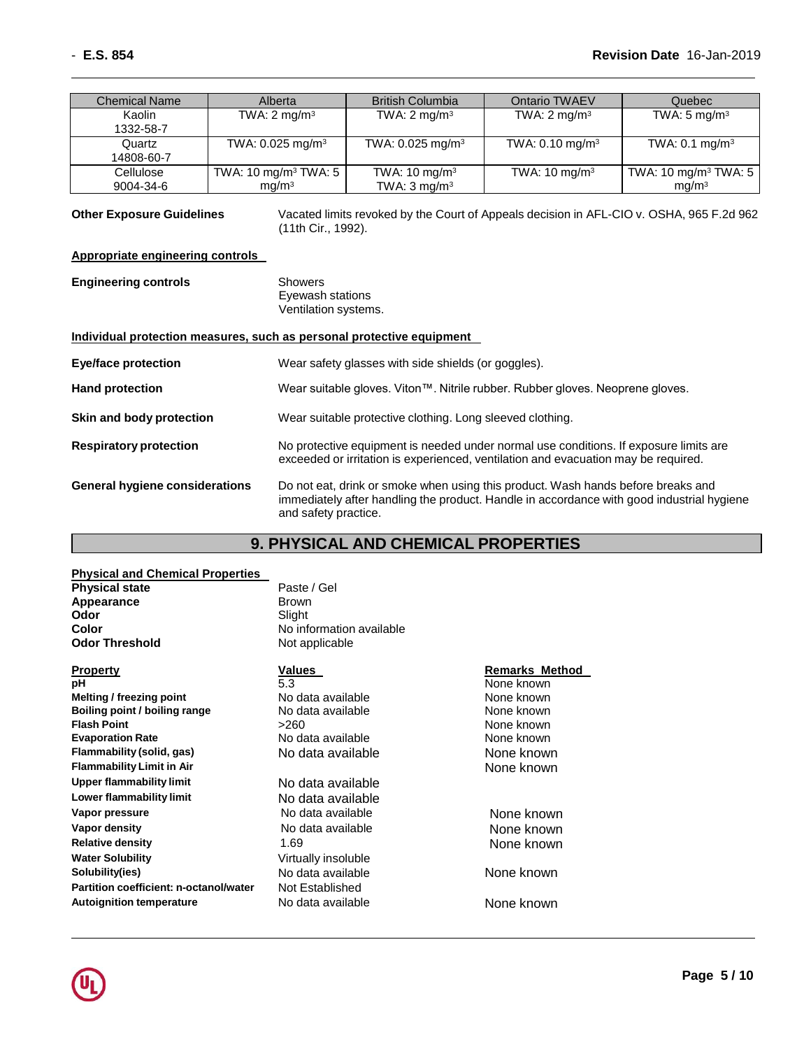| Chemical Name | Alberta | British Columbia | Ontario TWAEV | Quebec |
|---|---|---|---|---|
| Kaolin 1332-58-7 | TWA: 2 mg/m³ | TWA: 2 mg/m³ | TWA: 2 mg/m³ | TWA: 5 mg/m³ |
| Quartz 14808-60-7 | TWA: 0.025 mg/m³ | TWA: 0.025 mg/m³ | TWA: 0.10 mg/m³ | TWA: 0.1 mg/m³ |
| Cellulose 9004-34-6 | TWA: 10 mg/m³ TWA: 5 mg/m³ | TWA: 10 mg/m³ TWA: 3 mg/m³ | TWA: 10 mg/m³ | TWA: 10 mg/m³ TWA: 5 mg/m³ |

**Other Exposure Guidelines** Vacated limits revoked by the Court of Appeals decision in AFL-CIO v. OSHA, 965 F.2d 962 (11th Cir., 1992).

**Appropriate engineering controls**

**Engineering controls** Showers
Eyewash stations
Ventilation systems.

**Individual protection measures, such as personal protective equipment**

**Eye/face protection** Wear safety glasses with side shields (or goggles).

**Hand protection** Wear suitable gloves. Viton™. Nitrile rubber. Rubber gloves. Neoprene gloves.

**Skin and body protection** Wear suitable protective clothing. Long sleeved clothing.

**Respiratory protection** No protective equipment is needed under normal use conditions. If exposure limits are exceeded or irritation is experienced, ventilation and evacuation may be required.

**General hygiene considerations** Do not eat, drink or smoke when using this product. Wash hands before breaks and immediately after handling the product. Handle in accordance with good industrial hygiene and safety practice.

## 9. PHYSICAL AND CHEMICAL PROPERTIES

**Physical and Chemical Properties**

| | |
|---|---|
| **Physical state** | Paste / Gel |
| **Appearance** | Brown |
| **Odor** | Slight |
| **Color** | No information available |
| **Odor Threshold** | Not applicable |

| Property | Values | Remarks Method |
|---|---|---|
| **pH** | 5.3 | None known |
| **Melting / freezing point** | No data available | None known |
| **Boiling point / boiling range** | No data available | None known |
| **Flash Point** | >260 | None known |
| **Evaporation Rate** | No data available | None known |
| **Flammability (solid, gas)** | No data available | None known |
| **Flammability Limit in Air** | | None known |
| **Upper flammability limit** | No data available | |
| **Lower flammability limit** | No data available | |
| **Vapor pressure** | No data available | None known |
| **Vapor density** | No data available | None known |
| **Relative density** | 1.69 | None known |
| **Water Solubility** | Virtually insoluble | |
| **Solubility(ies)** | No data available | None known |
| **Partition coefficient: n-octanol/water** | Not Established | |
| **Autoignition temperature** | No data available | None known |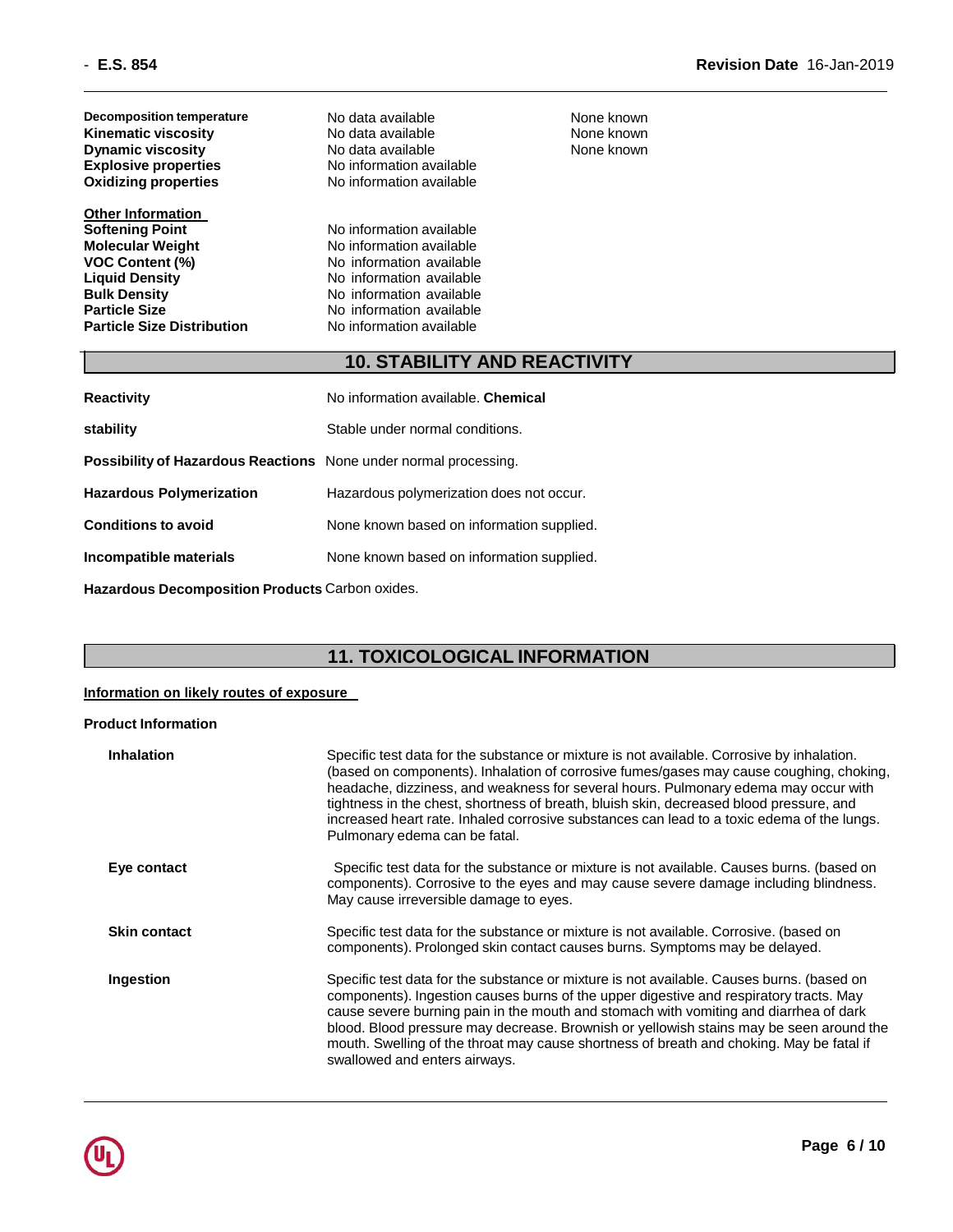| | | |
|---|---|---|
| **Decomposition temperature** | No data available | None known |
| **Kinematic viscosity** | No data available | None known |
| **Dynamic viscosity** | No data available | None known |
| **Explosive properties** | No information available | |
| **Oxidizing properties** | No information available | |

**Other Information**

| | |
|---|---|
| **Softening Point** | No information available |
| **Molecular Weight** | No information available |
| **VOC Content (%)** | No information available |
| **Liquid Density** | No information available |
| **Bulk Density** | No information available |
| **Particle Size** | No information available |
| **Particle Size Distribution** | No information available |

## 10. STABILITY AND REACTIVITY

**Reactivity** No information available. **Chemical**

**stability** Stable under normal conditions.

**Possibility of Hazardous Reactions** None under normal processing.

**Hazardous Polymerization** Hazardous polymerization does not occur.

**Conditions to avoid** None known based on information supplied.

**Incompatible materials** None known based on information supplied.

**Hazardous Decomposition Products** Carbon oxides.

## 11. TOXICOLOGICAL INFORMATION

**Information on likely routes of exposure**

**Product Information**

**Inhalation** Specific test data for the substance or mixture is not available. Corrosive by inhalation. (based on components). Inhalation of corrosive fumes/gases may cause coughing, choking, headache, dizziness, and weakness for several hours. Pulmonary edema may occur with tightness in the chest, shortness of breath, bluish skin, decreased blood pressure, and increased heart rate. Inhaled corrosive substances can lead to a toxic edema of the lungs. Pulmonary edema can be fatal.

**Eye contact** Specific test data for the substance or mixture is not available. Causes burns. (based on components). Corrosive to the eyes and may cause severe damage including blindness. May cause irreversible damage to eyes.

**Skin contact** Specific test data for the substance or mixture is not available. Corrosive. (based on components). Prolonged skin contact causes burns. Symptoms may be delayed.

**Ingestion** Specific test data for the substance or mixture is not available. Causes burns. (based on components). Ingestion causes burns of the upper digestive and respiratory tracts. May cause severe burning pain in the mouth and stomach with vomiting and diarrhea of dark blood. Blood pressure may decrease. Brownish or yellowish stains may be seen around the mouth. Swelling of the throat may cause shortness of breath and choking. May be fatal if swallowed and enters airways.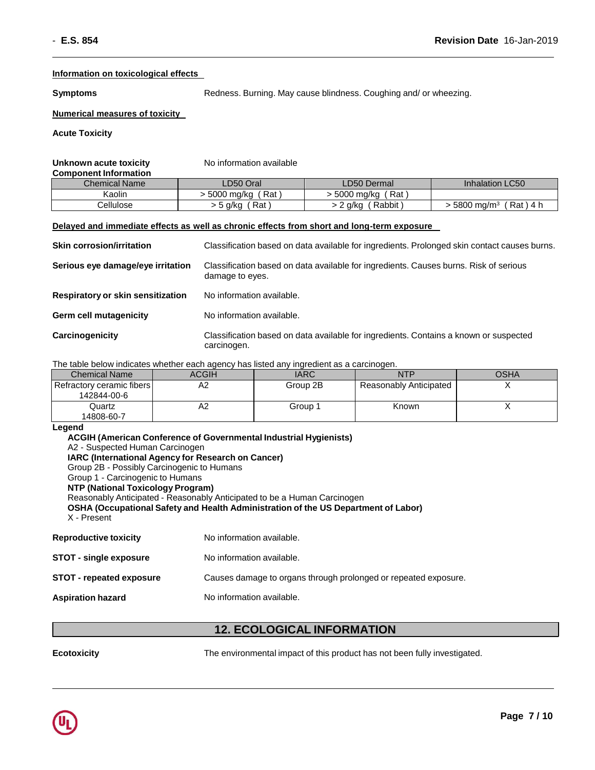**Information on toxicological effects**

**Symptoms** Redness. Burning. May cause blindness. Coughing and/ or wheezing.

**Numerical measures of toxicity**

**Acute Toxicity**

**Unknown acute toxicity** No information available

**Component Information**

| Chemical Name | LD50 Oral | LD50 Dermal | Inhalation LC50 |
|---|---|---|---|
| Kaolin | > 5000 mg/kg ( Rat ) | > 5000 mg/kg ( Rat ) | |
| Cellulose | > 5 g/kg ( Rat ) | > 2 g/kg ( Rabbit ) | > 5800 mg/m³ ( Rat ) 4 h |

**Delayed and immediate effects as well as chronic effects from short and long-term exposure**

**Skin corrosion/irritation** Classification based on data available for ingredients. Prolonged skin contact causes burns.

**Serious eye damage/eye irritation** Classification based on data available for ingredients. Causes burns. Risk of serious damage to eyes.

**Respiratory or skin sensitization** No information available.

**Germ cell mutagenicity** No information available.

**Carcinogenicity** Classification based on data available for ingredients. Contains a known or suspected carcinogen.

The table below indicates whether each agency has listed any ingredient as a carcinogen.

| Chemical Name | ACGIH | IARC | NTP | OSHA |
|---|---|---|---|---|
| Refractory ceramic fibers 142844-00-6 | A2 | Group 2B | Reasonably Anticipated | X |
| Quartz 14808-60-7 | A2 | Group 1 | Known | X |

**Legend**

**ACGIH (American Conference of Governmental Industrial Hygienists)**
A2 - Suspected Human Carcinogen
**IARC (International Agency for Research on Cancer)**
Group 2B - Possibly Carcinogenic to Humans
Group 1 - Carcinogenic to Humans
**NTP (National Toxicology Program)**
Reasonably Anticipated - Reasonably Anticipated to be a Human Carcinogen
**OSHA (Occupational Safety and Health Administration of the US Department of Labor)**
X - Present

**Reproductive toxicity** No information available.

**STOT - single exposure** No information available.

**STOT - repeated exposure** Causes damage to organs through prolonged or repeated exposure.

**Aspiration hazard** No information available.

## 12. ECOLOGICAL INFORMATION

**Ecotoxicity** The environmental impact of this product has not been fully investigated.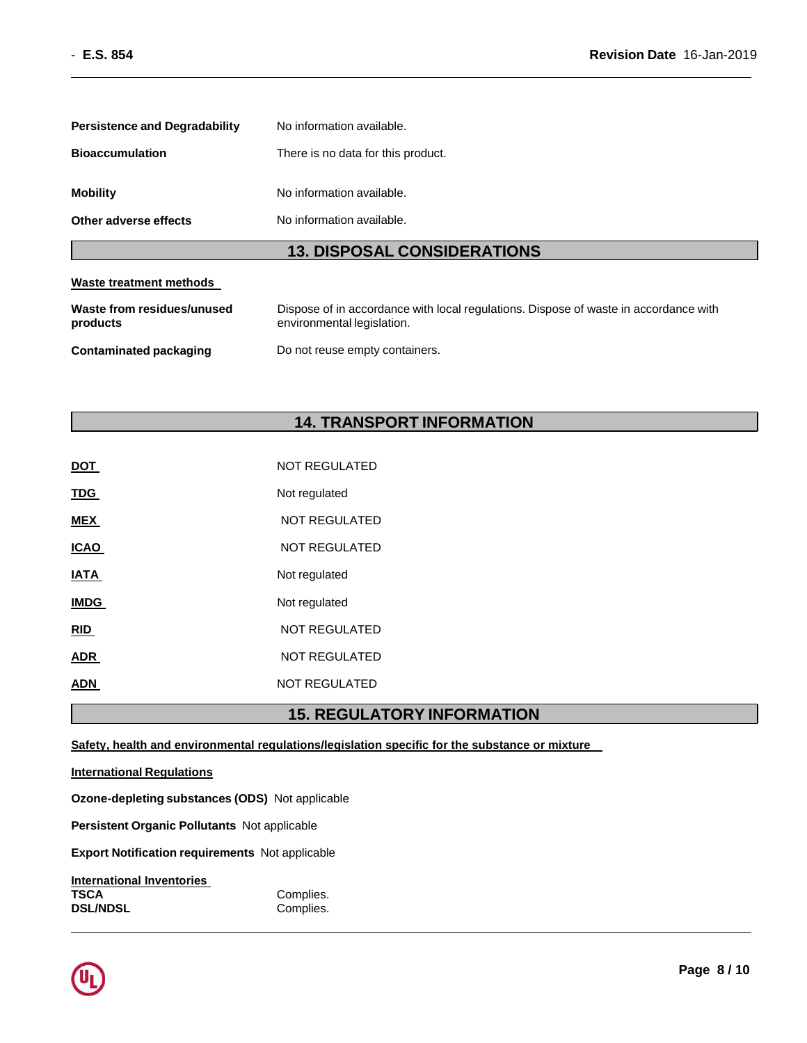**Persistence and Degradability** No information available.

**Bioaccumulation** There is no data for this product.

**Mobility** No information available.

**Other adverse effects** No information available.

## 13. DISPOSAL CONSIDERATIONS

**Waste treatment methods**

**Waste from residues/unused products** Dispose of in accordance with local regulations. Dispose of waste in accordance with environmental legislation.

**Contaminated packaging** Do not reuse empty containers.

## 14. TRANSPORT INFORMATION

**DOT** NOT REGULATED

**TDG** Not regulated

**MEX** NOT REGULATED

**ICAO** NOT REGULATED

**IATA** Not regulated

**IMDG** Not regulated

**RID** NOT REGULATED

**ADR** NOT REGULATED

**ADN** NOT REGULATED

## 15. REGULATORY INFORMATION

**Safety, health and environmental regulations/legislation specific for the substance or mixture**

**International Regulations**

**Ozone-depleting substances (ODS)** Not applicable

**Persistent Organic Pollutants** Not applicable

**Export Notification requirements** Not applicable

**International Inventories**

**TSCA** Complies.
**DSL/NDSL** Complies.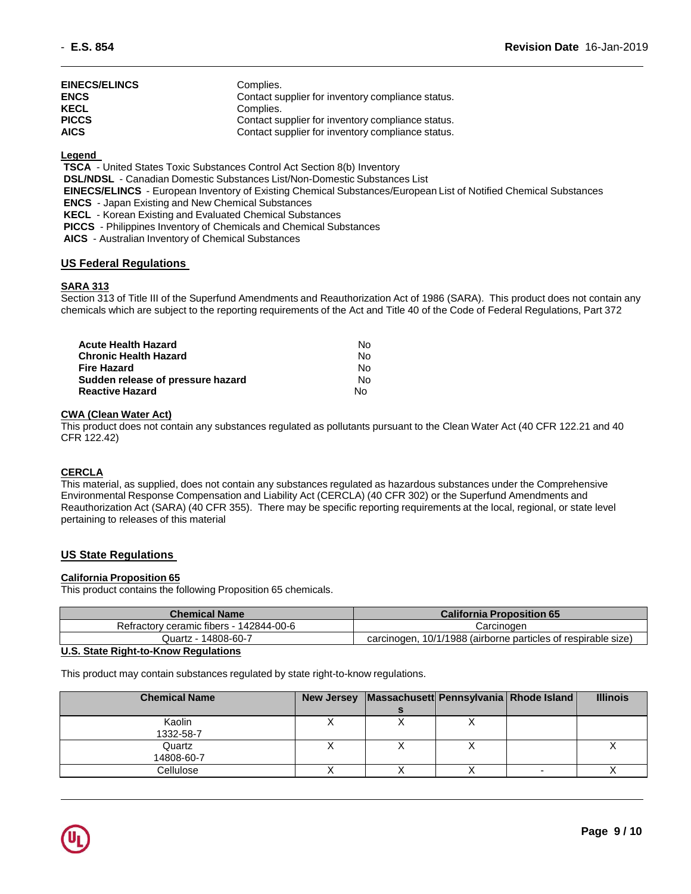| | |
|---|---|
| **EINECS/ELINCS** | Complies. |
| **ENCS** | Contact supplier for inventory compliance status. |
| **KECL** | Complies. |
| **PICCS** | Contact supplier for inventory compliance status. |
| **AICS** | Contact supplier for inventory compliance status. |

**Legend**

**TSCA** - United States Toxic Substances Control Act Section 8(b) Inventory
**DSL/NDSL** - Canadian Domestic Substances List/Non-Domestic Substances List
**EINECS/ELINCS** - European Inventory of Existing Chemical Substances/European List of Notified Chemical Substances
**ENCS** - Japan Existing and New Chemical Substances
**KECL** - Korean Existing and Evaluated Chemical Substances
**PICCS** - Philippines Inventory of Chemicals and Chemical Substances
**AICS** - Australian Inventory of Chemical Substances

## US Federal Regulations

### SARA 313

Section 313 of Title III of the Superfund Amendments and Reauthorization Act of 1986 (SARA). This product does not contain any chemicals which are subject to the reporting requirements of the Act and Title 40 of the Code of Federal Regulations, Part 372

| | |
|---|---|
| **Acute Health Hazard** | No |
| **Chronic Health Hazard** | No |
| **Fire Hazard** | No |
| **Sudden release of pressure hazard** | No |
| **Reactive Hazard** | No |

### CWA (Clean Water Act)

This product does not contain any substances regulated as pollutants pursuant to the Clean Water Act (40 CFR 122.21 and 40 CFR 122.42)

### CERCLA

This material, as supplied, does not contain any substances regulated as hazardous substances under the Comprehensive Environmental Response Compensation and Liability Act (CERCLA) (40 CFR 302) or the Superfund Amendments and Reauthorization Act (SARA) (40 CFR 355). There may be specific reporting requirements at the local, regional, or state level pertaining to releases of this material

## US State Regulations

### California Proposition 65

This product contains the following Proposition 65 chemicals.

| Chemical Name | California Proposition 65 |
|---|---|
| Refractory ceramic fibers - 142844-00-6 | Carcinogen |
| Quartz - 14808-60-7 | carcinogen, 10/1/1988 (airborne particles of respirable size) |

### U.S. State Right-to-Know Regulations

This product may contain substances regulated by state right-to-know regulations.

| Chemical Name | New Jersey | Massachusetts | Pennsylvania | Rhode Island | Illinois |
|---|---|---|---|---|---|
| Kaolin<br>1332-58-7 | X | X | X | | |
| Quartz<br>14808-60-7 | X | X | X | | X |
| Cellulose | X | X | X | - | X |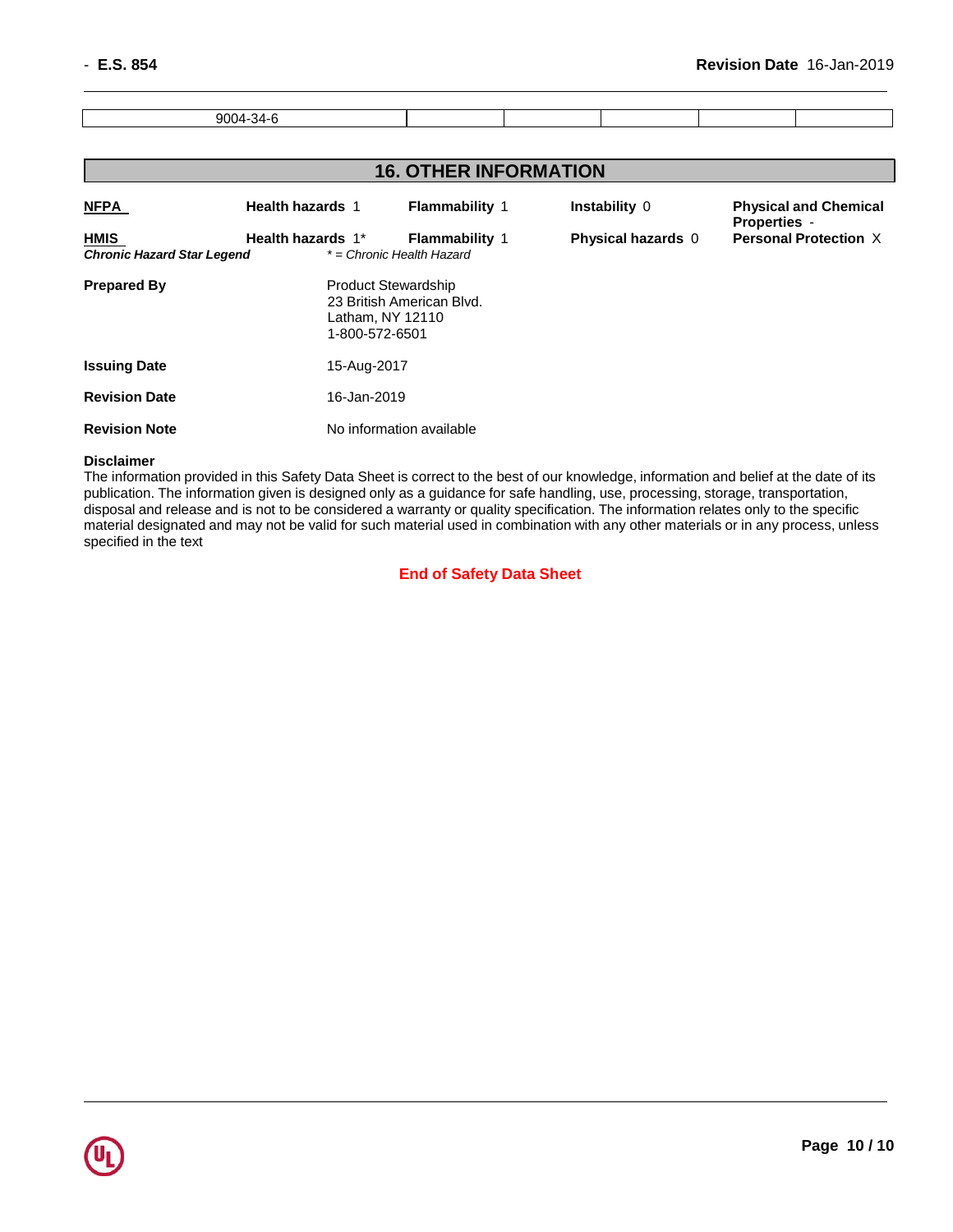| | | | | | |
|---|---|---|---|---|---|
| 9004-34-6 | | | | | |

## 16. OTHER INFORMATION

| | | | | |
|---|---|---|---|---|
| **NFPA** | **Health hazards** 1 | **Flammability** 1 | **Instability** 0 | **Physical and Chemical Properties** - |
| **HMIS** | **Health hazards** 1* | **Flammability** 1 | **Physical hazards** 0 | **Personal Protection** X |

***Chronic Hazard Star Legend*** *\* = Chronic Health Hazard*

**Prepared By**
Product Stewardship
23 British American Blvd.
Latham, NY 12110
1-800-572-6501

**Issuing Date** 15-Aug-2017

**Revision Date** 16-Jan-2019

**Revision Note** No information available

**Disclaimer**
The information provided in this Safety Data Sheet is correct to the best of our knowledge, information and belief at the date of its publication. The information given is designed only as a guidance for safe handling, use, processing, storage, transportation, disposal and release and is not to be considered a warranty or quality specification. The information relates only to the specific material designated and may not be valid for such material used in combination with any other materials or in any process, unless specified in the text

**End of Safety Data Sheet**